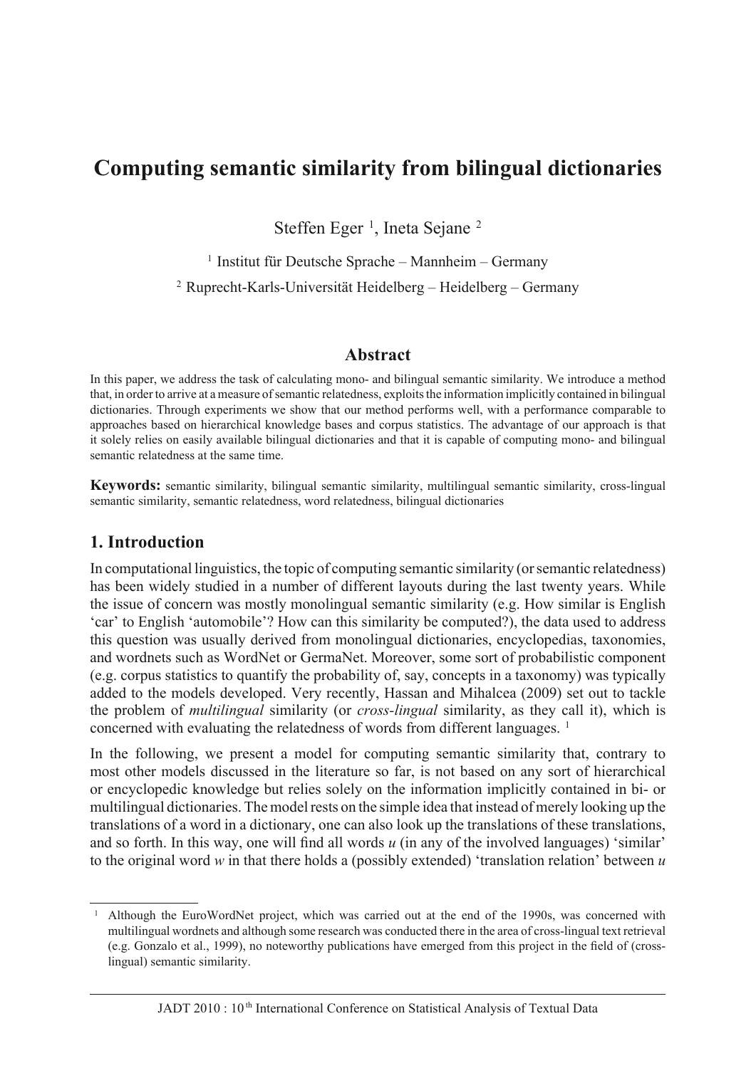# Computing semantic similarity from bilingual dictionaries

Steffen Eger [1], Ineta Sejane [2]

[1] Institut für Deutsche Sprache – Mannheim – Germany

[2] Ruprecht-Karls-Universität Heidelberg – Heidelberg – Germany

## Abstract

In this paper, we address the task of calculating mono- and bilingual semantic similarity. We introduce a method that, in order to arrive at a measure of semantic relatedness, exploits the information implicitly contained in bilingual dictionaries. Through experiments we show that our method performs well, with a performance comparable to approaches based on hierarchical knowledge bases and corpus statistics. The advantage of our approach is that it solely relies on easily available bilingual dictionaries and that it is capable of computing mono- and bilingual semantic relatedness at the same time.

**Keywords:** semantic similarity, bilingual semantic similarity, multilingual semantic similarity, cross-lingual semantic similarity, semantic relatedness, word relatedness, bilingual dictionaries

## 1. Introduction

In computational linguistics, the topic of computing semantic similarity (or semantic relatedness) has been widely studied in a number of different layouts during the last twenty years. While the issue of concern was mostly monolingual semantic similarity (e.g. How similar is English 'car' to English 'automobile'? How can this similarity be computed?), the data used to address this question was usually derived from monolingual dictionaries, encyclopedias, taxonomies, and wordnets such as WordNet or GermaNet. Moreover, some sort of probabilistic component (e.g. corpus statistics to quantify the probability of, say, concepts in a taxonomy) was typically added to the models developed. Very recently, Hassan and Mihalcea (2009) set out to tackle the problem of *multilingual* similarity (or *cross-lingual* similarity, as they call it), which is concerned with evaluating the relatedness of words from different languages. [1]

In the following, we present a model for computing semantic similarity that, contrary to most other models discussed in the literature so far, is not based on any sort of hierarchical or encyclopedic knowledge but relies solely on the information implicitly contained in bi- or multilingual dictionaries. The model rests on the simple idea that instead of merely looking up the translations of a word in a dictionary, one can also look up the translations of these translations, and so forth. In this way, one will find all words *u* (in any of the involved languages) 'similar' to the original word *w* in that there holds a (possibly extended) 'translation relation' between *u*

[1] Although the EuroWordNet project, which was carried out at the end of the 1990s, was concerned with multilingual wordnets and although some research was conducted there in the area of cross-lingual text retrieval (e.g. Gonzalo et al., 1999), no noteworthy publications have emerged from this project in the field of (cross-lingual) semantic similarity.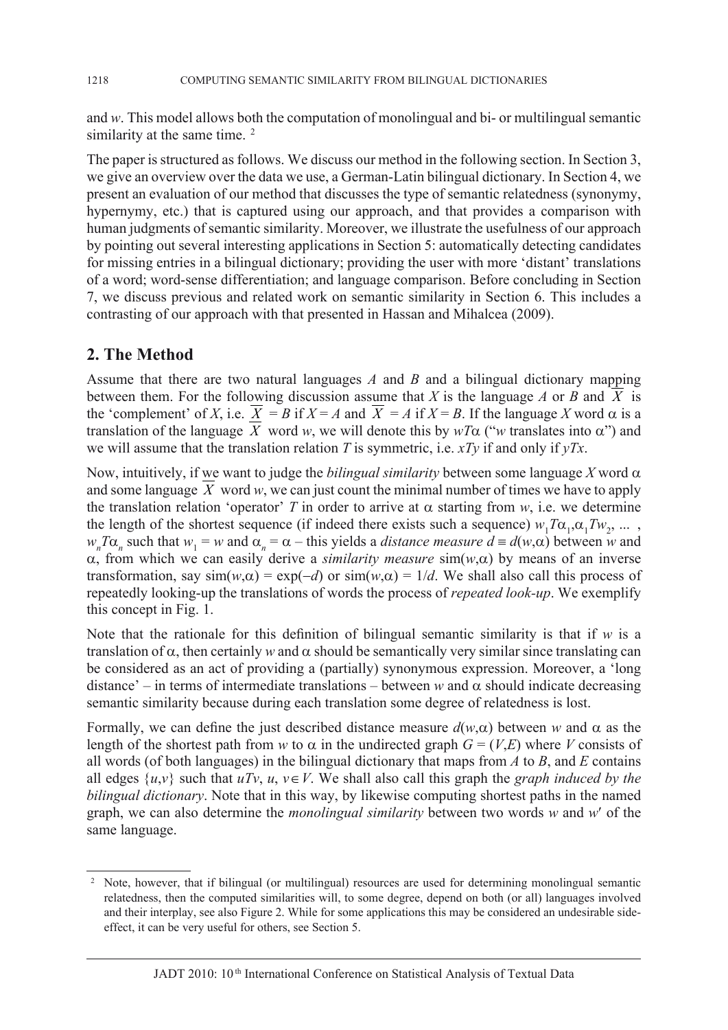and *w*. This model allows both the computation of monolingual and bi- or multilingual semantic similarity at the same time. [2]

The paper is structured as follows. We discuss our method in the following section. In Section 3, we give an overview over the data we use, a German-Latin bilingual dictionary. In Section 4, we present an evaluation of our method that discusses the type of semantic relatedness (synonymy, hypernymy, etc.) that is captured using our approach, and that provides a comparison with human judgments of semantic similarity. Moreover, we illustrate the usefulness of our approach by pointing out several interesting applications in Section 5: automatically detecting candidates for missing entries in a bilingual dictionary; providing the user with more 'distant' translations of a word; word-sense differentiation; and language comparison. Before concluding in Section 7, we discuss previous and related work on semantic similarity in Section 6. This includes a contrasting of our approach with that presented in Hassan and Mihalcea (2009).

## 2. The Method

Assume that there are two natural languages *A* and *B* and a bilingual dictionary mapping between them. For the following discussion assume that *X* is the language *A* or *B* and $\overline{X}$ is the 'complement' of *X*, i.e. $\overline{X} = B$ if $X = A$ and $\overline{X} = A$ if $X = B$. If the language *X* word $\alpha$ is a translation of the language $\overline{X}$ word *w*, we will denote this by $wT\alpha$ ("*w* translates into $\alpha$") and we will assume that the translation relation *T* is symmetric, i.e. $xTy$ if and only if $yTx$.

Now, intuitively, if we want to judge the *bilingual similarity* between some language *X* word $\alpha$ and some language $\overline{X}$ word *w*, we can just count the minimal number of times we have to apply the translation relation 'operator' *T* in order to arrive at $\alpha$ starting from *w*, i.e. we determine the length of the shortest sequence (if indeed there exists such a sequence) $w_1T\alpha_1, \alpha_1Tw_2, \ldots,$ $w_nT\alpha_n$ such that $w_1 = w$ and $\alpha_n = \alpha$ – this yields a *distance measure* $d \equiv d(w,\alpha)$ between *w* and $\alpha$, from which we can easily derive a *similarity measure* $\text{sim}(w,\alpha)$ by means of an inverse transformation, say $\text{sim}(w,\alpha) = \exp(-d)$ or $\text{sim}(w,\alpha) = 1/d$. We shall also call this process of repeatedly looking-up the translations of words the process of *repeated look-up*. We exemplify this concept in Fig. 1.

Note that the rationale for this definition of bilingual semantic similarity is that if *w* is a translation of $\alpha$, then certainly *w* and $\alpha$ should be semantically very similar since translating can be considered as an act of providing a (partially) synonymous expression. Moreover, a 'long distance' – in terms of intermediate translations – between *w* and $\alpha$ should indicate decreasing semantic similarity because during each translation some degree of relatedness is lost.

Formally, we can define the just described distance measure $d(w,\alpha)$ between *w* and $\alpha$ as the length of the shortest path from *w* to $\alpha$ in the undirected graph $G = (V,E)$ where *V* consists of all words (of both languages) in the bilingual dictionary that maps from *A* to *B*, and *E* contains all edges $\{u,v\}$ such that $uTv$, $u, v \in V$. We shall also call this graph the *graph induced by the bilingual dictionary*. Note that in this way, by likewise computing shortest paths in the named graph, we can also determine the *monolingual similarity* between two words *w* and *w'* of the same language.

---

[2] Note, however, that if bilingual (or multilingual) resources are used for determining monolingual semantic relatedness, then the computed similarities will, to some degree, depend on both (or all) languages involved and their interplay, see also Figure 2. While for some applications this may be considered an undesirable side-effect, it can be very useful for others, see Section 5.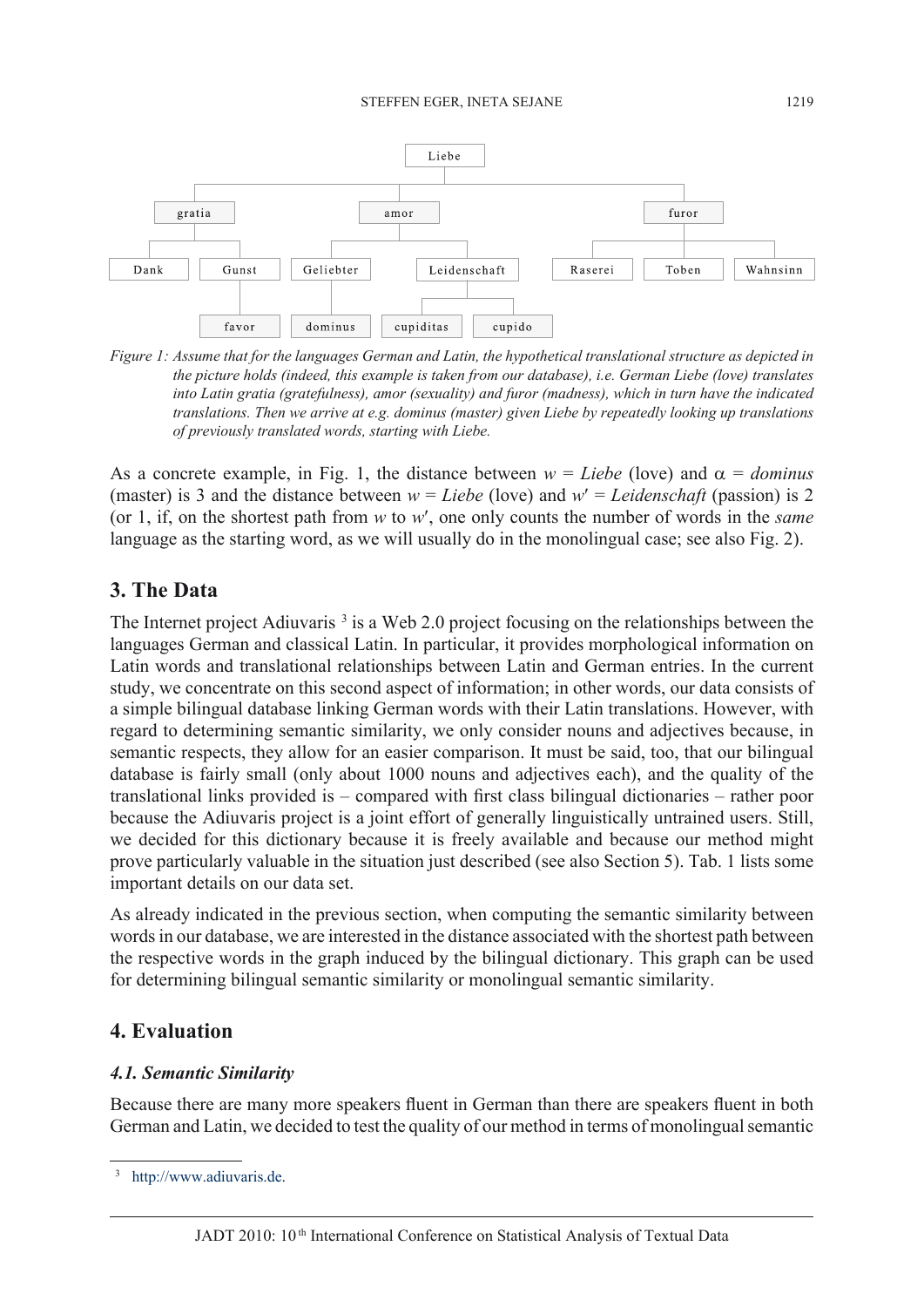```
Liebe
├── gratia
│   ├── Dank
│   └── Gunst
│       └── favor
├── amor
│   ├── Geliebter
│   │   └── dominus
│   └── Leidenschaft
│       ├── cupiditas
│       └── cupido
└── furor
    ├── Raserei
    ├── Toben
    └── Wahnsinn
```

*Figure 1: Assume that for the languages German and Latin, the hypothetical translational structure as depicted in the picture holds (indeed, this example is taken from our database), i.e. German Liebe (love) translates into Latin gratia (gratefulness), amor (sexuality) and furor (madness), which in turn have the indicated translations. Then we arrive at e.g. dominus (master) given Liebe by repeatedly looking up translations of previously translated words, starting with Liebe.*

As a concrete example, in Fig. 1, the distance between $w$ = *Liebe* (love) and $\alpha$ = *dominus* (master) is 3 and the distance between $w$ = *Liebe* (love) and $w'$ = *Leidenschaft* (passion) is 2 (or 1, if, on the shortest path from $w$ to $w'$, one only counts the number of words in the *same* language as the starting word, as we will usually do in the monolingual case; see also Fig. 2).

## 3. The Data

The Internet project Adiuvaris [3] is a Web 2.0 project focusing on the relationships between the languages German and classical Latin. In particular, it provides morphological information on Latin words and translational relationships between Latin and German entries. In the current study, we concentrate on this second aspect of information; in other words, our data consists of a simple bilingual database linking German words with their Latin translations. However, with regard to determining semantic similarity, we only consider nouns and adjectives because, in semantic respects, they allow for an easier comparison. It must be said, too, that our bilingual database is fairly small (only about 1000 nouns and adjectives each), and the quality of the translational links provided is – compared with first class bilingual dictionaries – rather poor because the Adiuvaris project is a joint effort of generally linguistically untrained users. Still, we decided for this dictionary because it is freely available and because our method might prove particularly valuable in the situation just described (see also Section 5). Tab. 1 lists some important details on our data set.

As already indicated in the previous section, when computing the semantic similarity between words in our database, we are interested in the distance associated with the shortest path between the respective words in the graph induced by the bilingual dictionary. This graph can be used for determining bilingual semantic similarity or monolingual semantic similarity.

## 4. Evaluation

### 4.1. Semantic Similarity

Because there are many more speakers fluent in German than there are speakers fluent in both German and Latin, we decided to test the quality of our method in terms of monolingual semantic

[3] http://www.adiuvaris.de.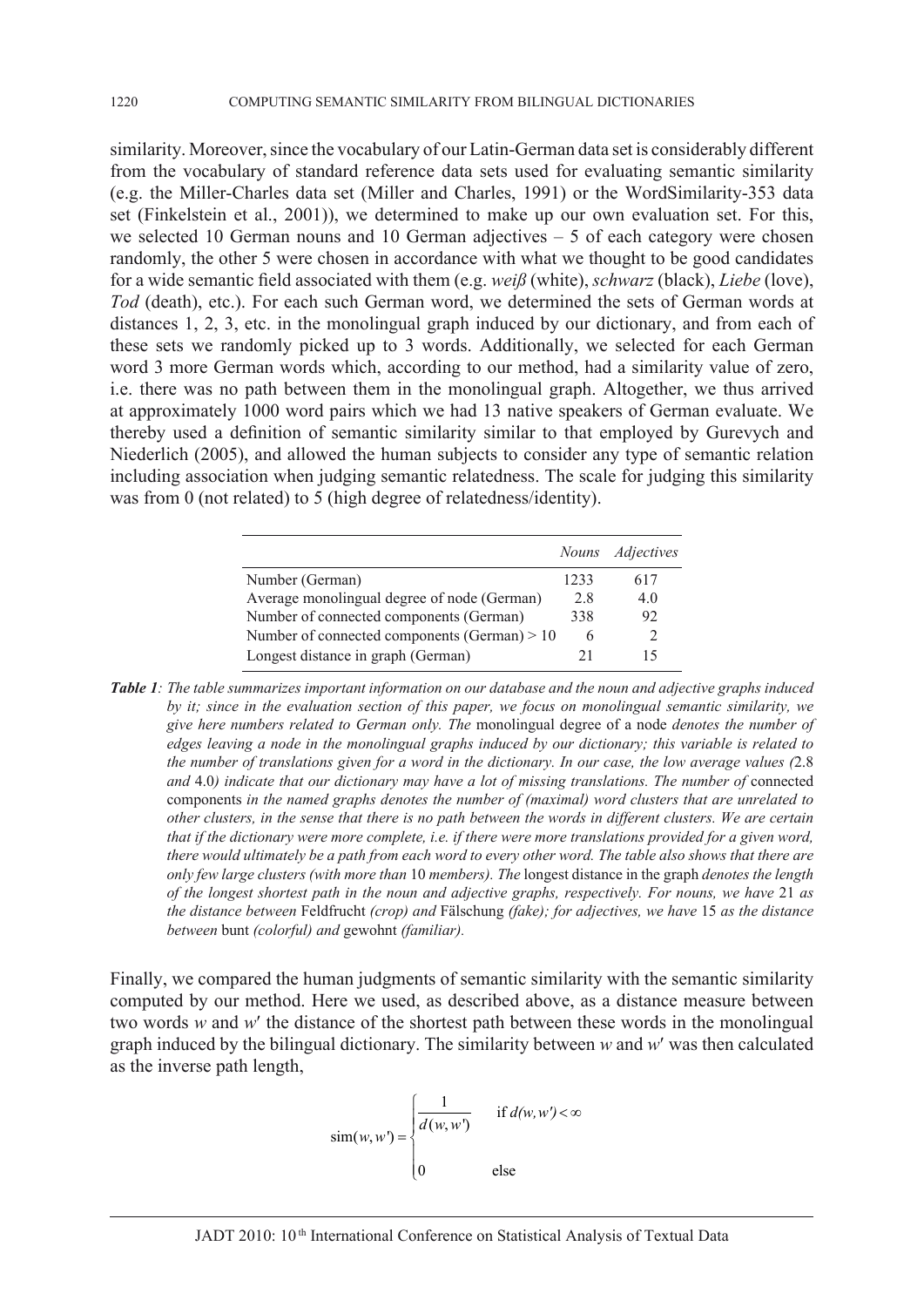similarity. Moreover, since the vocabulary of our Latin-German data set is considerably different from the vocabulary of standard reference data sets used for evaluating semantic similarity (e.g. the Miller-Charles data set (Miller and Charles, 1991) or the WordSimilarity-353 data set (Finkelstein et al., 2001)), we determined to make up our own evaluation set. For this, we selected 10 German nouns and 10 German adjectives – 5 of each category were chosen randomly, the other 5 were chosen in accordance with what we thought to be good candidates for a wide semantic field associated with them (e.g. *weiß* (white), *schwarz* (black), *Liebe* (love), *Tod* (death), etc.). For each such German word, we determined the sets of German words at distances 1, 2, 3, etc. in the monolingual graph induced by our dictionary, and from each of these sets we randomly picked up to 3 words. Additionally, we selected for each German word 3 more German words which, according to our method, had a similarity value of zero, i.e. there was no path between them in the monolingual graph. Altogether, we thus arrived at approximately 1000 word pairs which we had 13 native speakers of German evaluate. We thereby used a definition of semantic similarity similar to that employed by Gurevych and Niederlich (2005), and allowed the human subjects to consider any type of semantic relation including association when judging semantic relatedness. The scale for judging this similarity was from 0 (not related) to 5 (high degree of relatedness/identity).

| | *Nouns* | *Adjectives* |
|---|---|---|
| Number (German) | 1233 | 617 |
| Average monolingual degree of node (German) | 2.8 | 4.0 |
| Number of connected components (German) | 338 | 92 |
| Number of connected components (German) > 10 | 6 | 2 |
| Longest distance in graph (German) | 21 | 15 |

***Table 1****: The table summarizes important information on our database and the noun and adjective graphs induced by it; since in the evaluation section of this paper, we focus on monolingual semantic similarity, we give here numbers related to German only. The* monolingual degree of a node *denotes the number of edges leaving a node in the monolingual graphs induced by our dictionary; this variable is related to the number of translations given for a word in the dictionary. In our case, the low average values (*2.8 *and* 4.0*) indicate that our dictionary may have a lot of missing translations. The number of* connected components *in the named graphs denotes the number of (maximal) word clusters that are unrelated to other clusters, in the sense that there is no path between the words in different clusters. We are certain that if the dictionary were more complete, i.e. if there were more translations provided for a given word, there would ultimately be a path from each word to every other word. The table also shows that there are only few large clusters (with more than* 10 *members). The* longest distance in the graph *denotes the length of the longest shortest path in the noun and adjective graphs, respectively. For nouns, we have* 21 *as the distance between* Feldfrucht *(crop) and* Fälschung *(fake); for adjectives, we have* 15 *as the distance between* bunt *(colorful) and* gewohnt *(familiar).*

Finally, we compared the human judgments of semantic similarity with the semantic similarity computed by our method. Here we used, as described above, as a distance measure between two words $w$ and $w'$ the distance of the shortest path between these words in the monolingual graph induced by the bilingual dictionary. The similarity between $w$ and $w'$ was then calculated as the inverse path length,

$$\mathrm{sim}(w,w') = \begin{cases} \dfrac{1}{d(w,w')} & \text{if } d(w,w') < \infty \\ 0 & \text{else} \end{cases}$$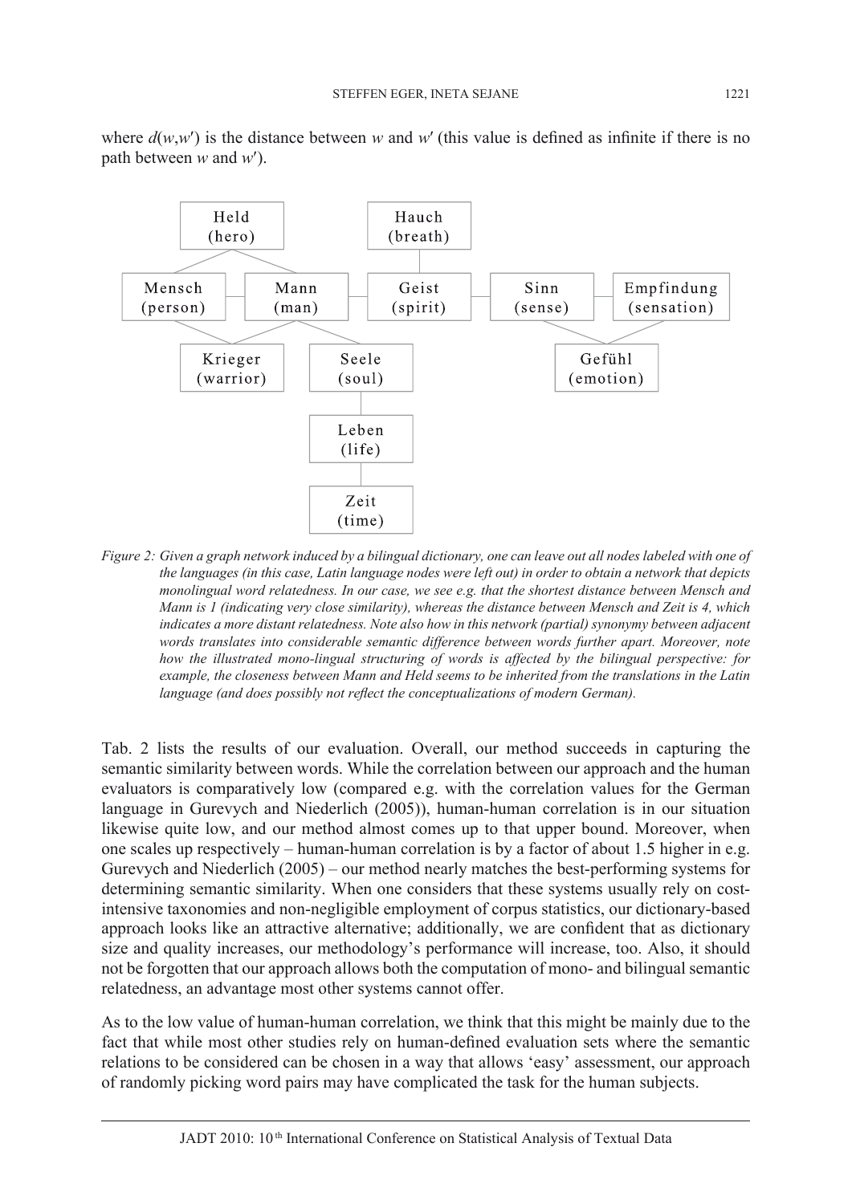where $d(w,w')$ is the distance between $w$ and $w'$ (this value is defined as infinite if there is no path between $w$ and $w'$).

*Figure 2: Given a graph network induced by a bilingual dictionary, one can leave out all nodes labeled with one of the languages (in this case, Latin language nodes were left out) in order to obtain a network that depicts monolingual word relatedness. In our case, we see e.g. that the shortest distance between Mensch and Mann is 1 (indicating very close similarity), whereas the distance between Mensch and Zeit is 4, which indicates a more distant relatedness. Note also how in this network (partial) synonymy between adjacent words translates into considerable semantic difference between words further apart. Moreover, note how the illustrated mono-lingual structuring of words is affected by the bilingual perspective: for example, the closeness between Mann and Held seems to be inherited from the translations in the Latin language (and does possibly not reflect the conceptualizations of modern German).*

Tab. 2 lists the results of our evaluation. Overall, our method succeeds in capturing the semantic similarity between words. While the correlation between our approach and the human evaluators is comparatively low (compared e.g. with the correlation values for the German language in Gurevych and Niederlich (2005)), human-human correlation is in our situation likewise quite low, and our method almost comes up to that upper bound. Moreover, when one scales up respectively – human-human correlation is by a factor of about 1.5 higher in e.g. Gurevych and Niederlich (2005) – our method nearly matches the best-performing systems for determining semantic similarity. When one considers that these systems usually rely on cost-intensive taxonomies and non-negligible employment of corpus statistics, our dictionary-based approach looks like an attractive alternative; additionally, we are confident that as dictionary size and quality increases, our methodology's performance will increase, too. Also, it should not be forgotten that our approach allows both the computation of mono- and bilingual semantic relatedness, an advantage most other systems cannot offer.

As to the low value of human-human correlation, we think that this might be mainly due to the fact that while most other studies rely on human-defined evaluation sets where the semantic relations to be considered can be chosen in a way that allows 'easy' assessment, our approach of randomly picking word pairs may have complicated the task for the human subjects.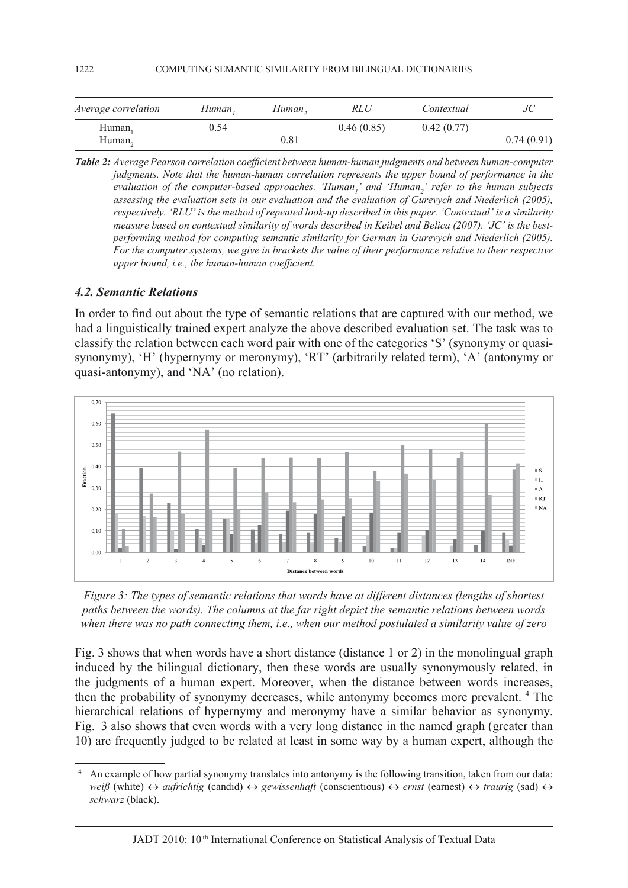| *Average correlation* | *Human₁* | *Human₂* | *RLU* | *Contextual* | *JC* |
|---|---|---|---|---|---|
| $\text{Human}_1$ | 0.54 | | 0.46 (0.85) | 0.42 (0.77) | |
| $\text{Human}_2$ | | 0.81 | | | 0.74 (0.91) |

***Table 2:*** *Average Pearson correlation coefficient between human-human judgments and between human-computer judgments. Note that the human-human correlation represents the upper bound of performance in the evaluation of the computer-based approaches. '$\text{Human}_1$' and '$\text{Human}_2$' refer to the human subjects assessing the evaluation sets in our evaluation and the evaluation of Gurevych and Niederlich (2005), respectively. 'RLU' is the method of repeated look-up described in this paper. 'Contextual' is a similarity measure based on contextual similarity of words described in Keibel and Belica (2007). 'JC' is the best-performing method for computing semantic similarity for German in Gurevych and Niederlich (2005). For the computer systems, we give in brackets the value of their performance relative to their respective upper bound, i.e., the human-human coefficient.*

### *4.2. Semantic Relations*

In order to find out about the type of semantic relations that are captured with our method, we had a linguistically trained expert analyze the above described evaluation set. The task was to classify the relation between each word pair with one of the categories 'S' (synonymy or quasi-synonymy), 'H' (hypernymy or meronymy), 'RT' (arbitrarily related term), 'A' (antonymy or quasi-antonymy), and 'NA' (no relation).

*Figure 3: The types of semantic relations that words have at different distances (lengths of shortest paths between the words). The columns at the far right depict the semantic relations between words when there was no path connecting them, i.e., when our method postulated a similarity value of zero*

Fig. 3 shows that when words have a short distance (distance 1 or 2) in the monolingual graph induced by the bilingual dictionary, then these words are usually synonymously related, in the judgments of a human expert. Moreover, when the distance between words increases, then the probability of synonymy decreases, while antonymy becomes more prevalent. [4] The hierarchical relations of hypernymy and meronymy have a similar behavior as synonymy. Fig. 3 also shows that even words with a very long distance in the named graph (greater than 10) are frequently judged to be related at least in some way by a human expert, although the

[4] An example of how partial synonymy translates into antonymy is the following transition, taken from our data: *weiß* (white) ↔ *aufrichtig* (candid) ↔ *gewissenhaft* (conscientious) ↔ *ernst* (earnest) ↔ *traurig* (sad) ↔ *schwarz* (black).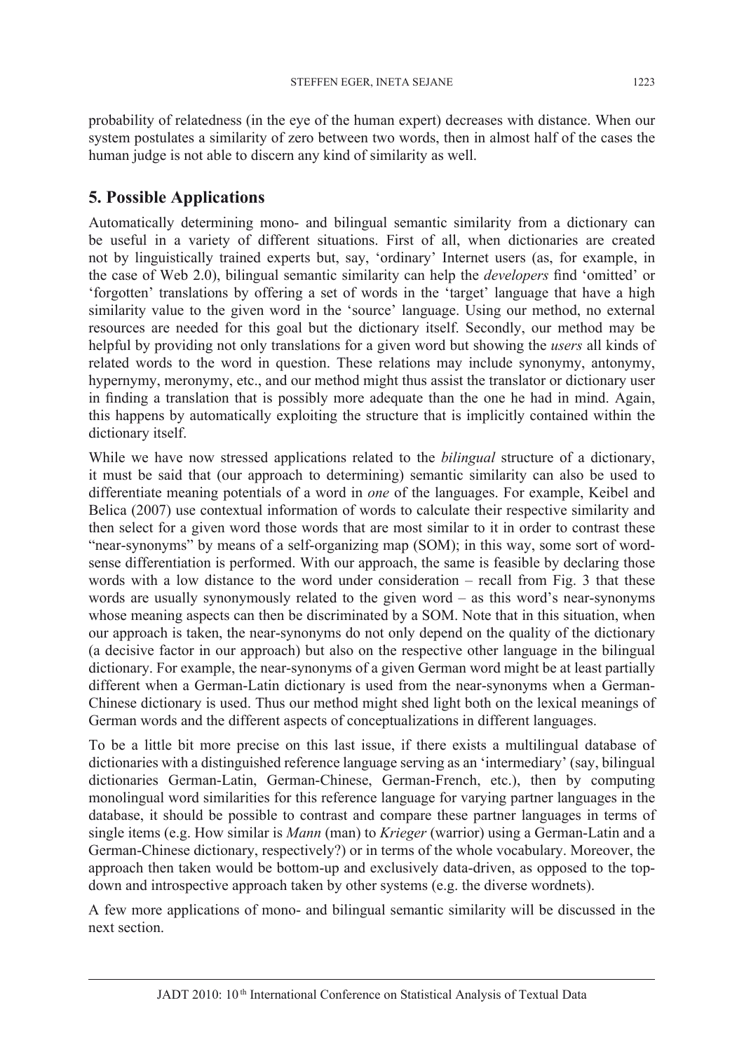probability of relatedness (in the eye of the human expert) decreases with distance. When our system postulates a similarity of zero between two words, then in almost half of the cases the human judge is not able to discern any kind of similarity as well.

## 5. Possible Applications

Automatically determining mono- and bilingual semantic similarity from a dictionary can be useful in a variety of different situations. First of all, when dictionaries are created not by linguistically trained experts but, say, 'ordinary' Internet users (as, for example, in the case of Web 2.0), bilingual semantic similarity can help the *developers* find 'omitted' or 'forgotten' translations by offering a set of words in the 'target' language that have a high similarity value to the given word in the 'source' language. Using our method, no external resources are needed for this goal but the dictionary itself. Secondly, our method may be helpful by providing not only translations for a given word but showing the *users* all kinds of related words to the word in question. These relations may include synonymy, antonymy, hypernymy, meronymy, etc., and our method might thus assist the translator or dictionary user in finding a translation that is possibly more adequate than the one he had in mind. Again, this happens by automatically exploiting the structure that is implicitly contained within the dictionary itself.

While we have now stressed applications related to the *bilingual* structure of a dictionary, it must be said that (our approach to determining) semantic similarity can also be used to differentiate meaning potentials of a word in *one* of the languages. For example, Keibel and Belica (2007) use contextual information of words to calculate their respective similarity and then select for a given word those words that are most similar to it in order to contrast these "near-synonyms" by means of a self-organizing map (SOM); in this way, some sort of word-sense differentiation is performed. With our approach, the same is feasible by declaring those words with a low distance to the word under consideration – recall from Fig. 3 that these words are usually synonymously related to the given word – as this word's near-synonyms whose meaning aspects can then be discriminated by a SOM. Note that in this situation, when our approach is taken, the near-synonyms do not only depend on the quality of the dictionary (a decisive factor in our approach) but also on the respective other language in the bilingual dictionary. For example, the near-synonyms of a given German word might be at least partially different when a German-Latin dictionary is used from the near-synonyms when a German-Chinese dictionary is used. Thus our method might shed light both on the lexical meanings of German words and the different aspects of conceptualizations in different languages.

To be a little bit more precise on this last issue, if there exists a multilingual database of dictionaries with a distinguished reference language serving as an 'intermediary' (say, bilingual dictionaries German-Latin, German-Chinese, German-French, etc.), then by computing monolingual word similarities for this reference language for varying partner languages in the database, it should be possible to contrast and compare these partner languages in terms of single items (e.g. How similar is *Mann* (man) to *Krieger* (warrior) using a German-Latin and a German-Chinese dictionary, respectively?) or in terms of the whole vocabulary. Moreover, the approach then taken would be bottom-up and exclusively data-driven, as opposed to the top-down and introspective approach taken by other systems (e.g. the diverse wordnets).

A few more applications of mono- and bilingual semantic similarity will be discussed in the next section.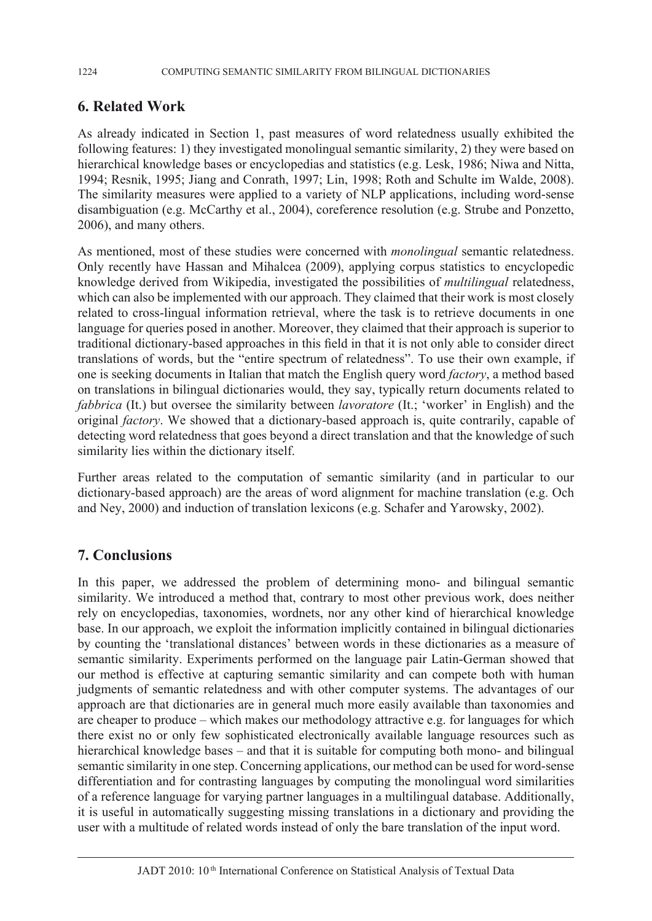## 6. Related Work

As already indicated in Section 1, past measures of word relatedness usually exhibited the following features: 1) they investigated monolingual semantic similarity, 2) they were based on hierarchical knowledge bases or encyclopedias and statistics (e.g. Lesk, 1986; Niwa and Nitta, 1994; Resnik, 1995; Jiang and Conrath, 1997; Lin, 1998; Roth and Schulte im Walde, 2008). The similarity measures were applied to a variety of NLP applications, including word-sense disambiguation (e.g. McCarthy et al., 2004), coreference resolution (e.g. Strube and Ponzetto, 2006), and many others.

As mentioned, most of these studies were concerned with *monolingual* semantic relatedness. Only recently have Hassan and Mihalcea (2009), applying corpus statistics to encyclopedic knowledge derived from Wikipedia, investigated the possibilities of *multilingual* relatedness, which can also be implemented with our approach. They claimed that their work is most closely related to cross-lingual information retrieval, where the task is to retrieve documents in one language for queries posed in another. Moreover, they claimed that their approach is superior to traditional dictionary-based approaches in this field in that it is not only able to consider direct translations of words, but the "entire spectrum of relatedness". To use their own example, if one is seeking documents in Italian that match the English query word *factory*, a method based on translations in bilingual dictionaries would, they say, typically return documents related to *fabbrica* (It.) but oversee the similarity between *lavoratore* (It.; 'worker' in English) and the original *factory*. We showed that a dictionary-based approach is, quite contrarily, capable of detecting word relatedness that goes beyond a direct translation and that the knowledge of such similarity lies within the dictionary itself.

Further areas related to the computation of semantic similarity (and in particular to our dictionary-based approach) are the areas of word alignment for machine translation (e.g. Och and Ney, 2000) and induction of translation lexicons (e.g. Schafer and Yarowsky, 2002).

## 7. Conclusions

In this paper, we addressed the problem of determining mono- and bilingual semantic similarity. We introduced a method that, contrary to most other previous work, does neither rely on encyclopedias, taxonomies, wordnets, nor any other kind of hierarchical knowledge base. In our approach, we exploit the information implicitly contained in bilingual dictionaries by counting the 'translational distances' between words in these dictionaries as a measure of semantic similarity. Experiments performed on the language pair Latin-German showed that our method is effective at capturing semantic similarity and can compete both with human judgments of semantic relatedness and with other computer systems. The advantages of our approach are that dictionaries are in general much more easily available than taxonomies and are cheaper to produce – which makes our methodology attractive e.g. for languages for which there exist no or only few sophisticated electronically available language resources such as hierarchical knowledge bases – and that it is suitable for computing both mono- and bilingual semantic similarity in one step. Concerning applications, our method can be used for word-sense differentiation and for contrasting languages by computing the monolingual word similarities of a reference language for varying partner languages in a multilingual database. Additionally, it is useful in automatically suggesting missing translations in a dictionary and providing the user with a multitude of related words instead of only the bare translation of the input word.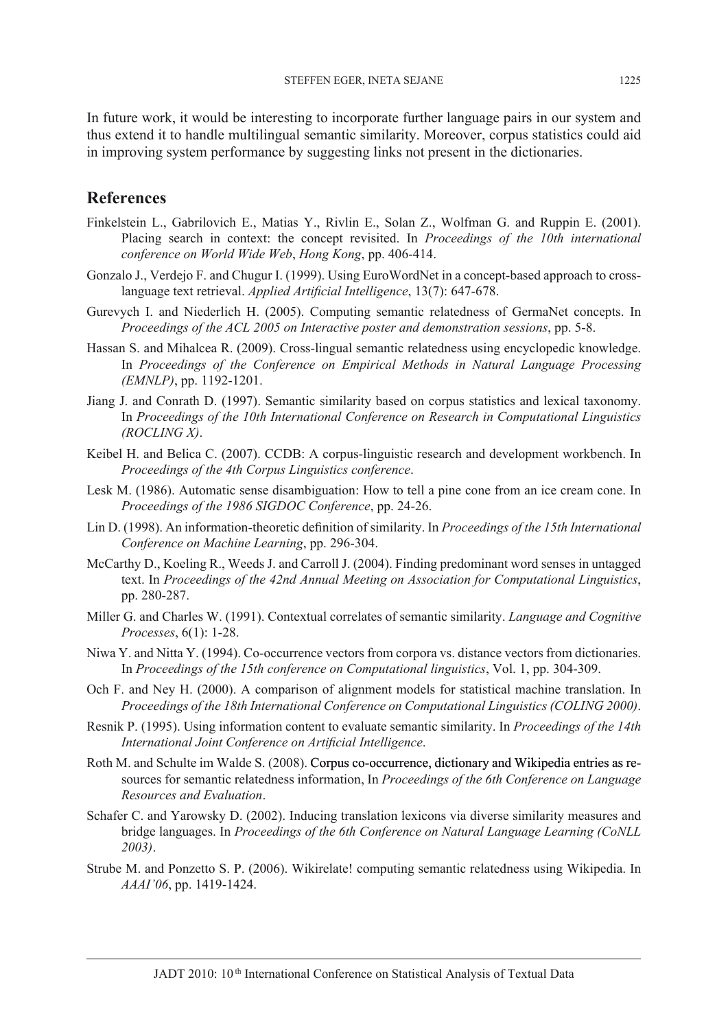In future work, it would be interesting to incorporate further language pairs in our system and thus extend it to handle multilingual semantic similarity. Moreover, corpus statistics could aid in improving system performance by suggesting links not present in the dictionaries.

## References

Finkelstein L., Gabrilovich E., Matias Y., Rivlin E., Solan Z., Wolfman G. and Ruppin E. (2001). Placing search in context: the concept revisited. In *Proceedings of the 10th international conference on World Wide Web*, *Hong Kong*, pp. 406-414.

Gonzalo J., Verdejo F. and Chugur I. (1999). Using EuroWordNet in a concept-based approach to cross-language text retrieval. *Applied Artificial Intelligence*, 13(7): 647-678.

Gurevych I. and Niederlich H. (2005). Computing semantic relatedness of GermaNet concepts. In *Proceedings of the ACL 2005 on Interactive poster and demonstration sessions*, pp. 5-8.

Hassan S. and Mihalcea R. (2009). Cross-lingual semantic relatedness using encyclopedic knowledge. In *Proceedings of the Conference on Empirical Methods in Natural Language Processing (EMNLP)*, pp. 1192-1201.

Jiang J. and Conrath D. (1997). Semantic similarity based on corpus statistics and lexical taxonomy. In *Proceedings of the 10th International Conference on Research in Computational Linguistics (ROCLING X)*.

Keibel H. and Belica C. (2007). CCDB: A corpus-linguistic research and development workbench. In *Proceedings of the 4th Corpus Linguistics conference*.

Lesk M. (1986). Automatic sense disambiguation: How to tell a pine cone from an ice cream cone. In *Proceedings of the 1986 SIGDOC Conference*, pp. 24-26.

Lin D. (1998). An information-theoretic definition of similarity. In *Proceedings of the 15th International Conference on Machine Learning*, pp. 296-304.

McCarthy D., Koeling R., Weeds J. and Carroll J. (2004). Finding predominant word senses in untagged text. In *Proceedings of the 42nd Annual Meeting on Association for Computational Linguistics*, pp. 280-287.

Miller G. and Charles W. (1991). Contextual correlates of semantic similarity. *Language and Cognitive Processes*, 6(1): 1-28.

Niwa Y. and Nitta Y. (1994). Co-occurrence vectors from corpora vs. distance vectors from dictionaries. In *Proceedings of the 15th conference on Computational linguistics*, Vol. 1, pp. 304-309.

Och F. and Ney H. (2000). A comparison of alignment models for statistical machine translation. In *Proceedings of the 18th International Conference on Computational Linguistics (COLING 2000)*.

Resnik P. (1995). Using information content to evaluate semantic similarity. In *Proceedings of the 14th International Joint Conference on Artificial Intelligence*.

Roth M. and Schulte im Walde S. (2008). Corpus co-occurrence, dictionary and Wikipedia entries as resources for semantic relatedness information, In *Proceedings of the 6th Conference on Language Resources and Evaluation*.

Schafer C. and Yarowsky D. (2002). Inducing translation lexicons via diverse similarity measures and bridge languages. In *Proceedings of the 6th Conference on Natural Language Learning (CoNLL 2003)*.

Strube M. and Ponzetto S. P. (2006). Wikirelate! computing semantic relatedness using Wikipedia. In *AAAI'06*, pp. 1419-1424.